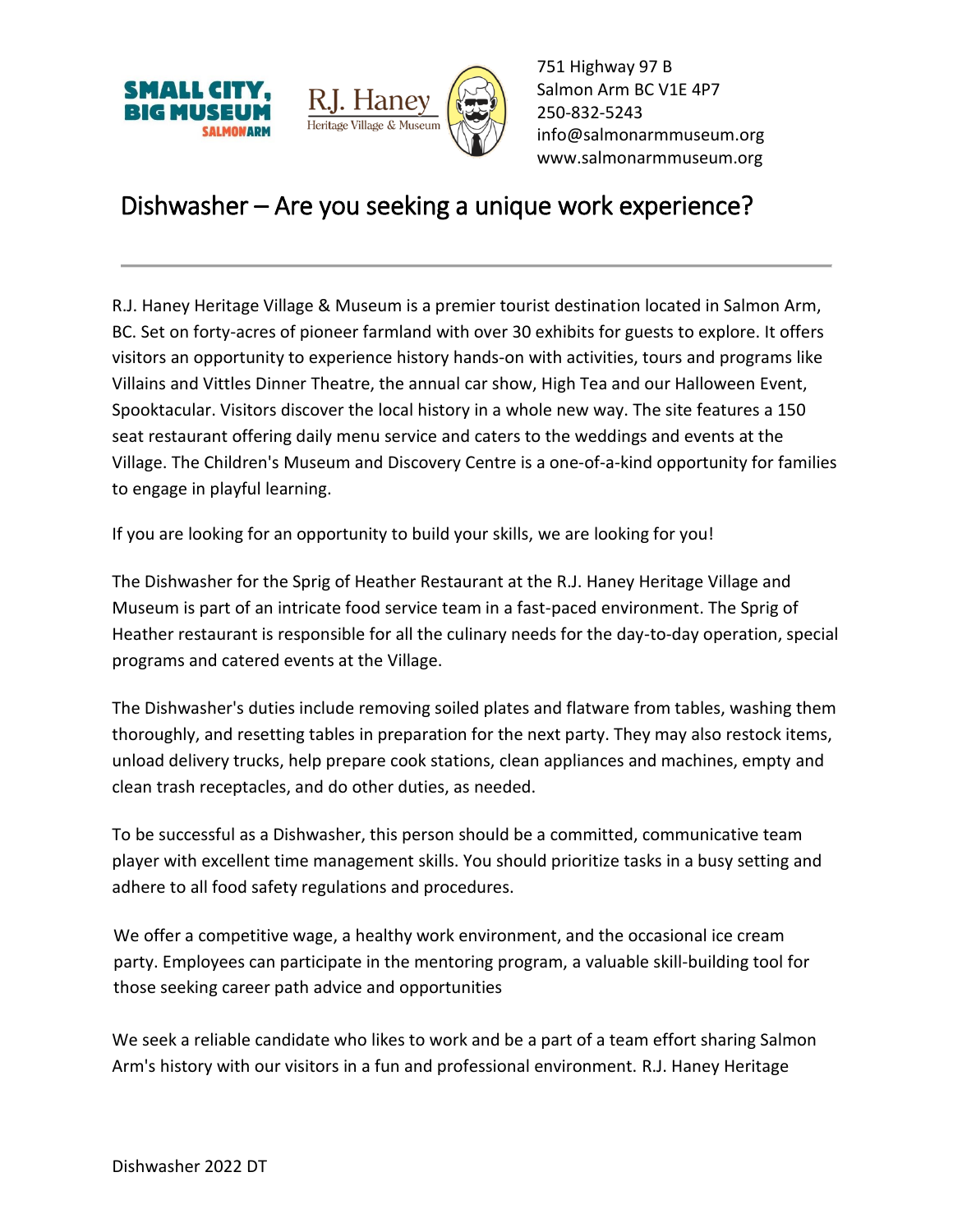751 Highway 97 B
Salmon Arm BC V1E 4P7
250-832-5243
info@salmonarmmuseum.org
www.salmonarmmuseum.org

# Dishwasher – Are you seeking a unique work experience?

---

R.J. Haney Heritage Village & Museum is a premier tourist destination located in Salmon Arm, BC. Set on forty-acres of pioneer farmland with over 30 exhibits for guests to explore. It offers visitors an opportunity to experience history hands-on with activities, tours and programs like Villains and Vittles Dinner Theatre, the annual car show, High Tea and our Halloween Event, Spooktacular. Visitors discover the local history in a whole new way. The site features a 150 seat restaurant offering daily menu service and caters to the weddings and events at the Village. The Children's Museum and Discovery Centre is a one-of-a-kind opportunity for families to engage in playful learning.

If you are looking for an opportunity to build your skills, we are looking for you!

The Dishwasher for the Sprig of Heather Restaurant at the R.J. Haney Heritage Village and Museum is part of an intricate food service team in a fast-paced environment. The Sprig of Heather restaurant is responsible for all the culinary needs for the day-to-day operation, special programs and catered events at the Village.

The Dishwasher's duties include removing soiled plates and flatware from tables, washing them thoroughly, and resetting tables in preparation for the next party. They may also restock items, unload delivery trucks, help prepare cook stations, clean appliances and machines, empty and clean trash receptacles, and do other duties, as needed.

To be successful as a Dishwasher, this person should be a committed, communicative team player with excellent time management skills. You should prioritize tasks in a busy setting and adhere to all food safety regulations and procedures.

We offer a competitive wage, a healthy work environment, and the occasional ice cream party. Employees can participate in the mentoring program, a valuable skill-building tool for those seeking career path advice and opportunities

We seek a reliable candidate who likes to work and be a part of a team effort sharing Salmon Arm's history with our visitors in a fun and professional environment. R.J. Haney Heritage

Dishwasher 2022 DT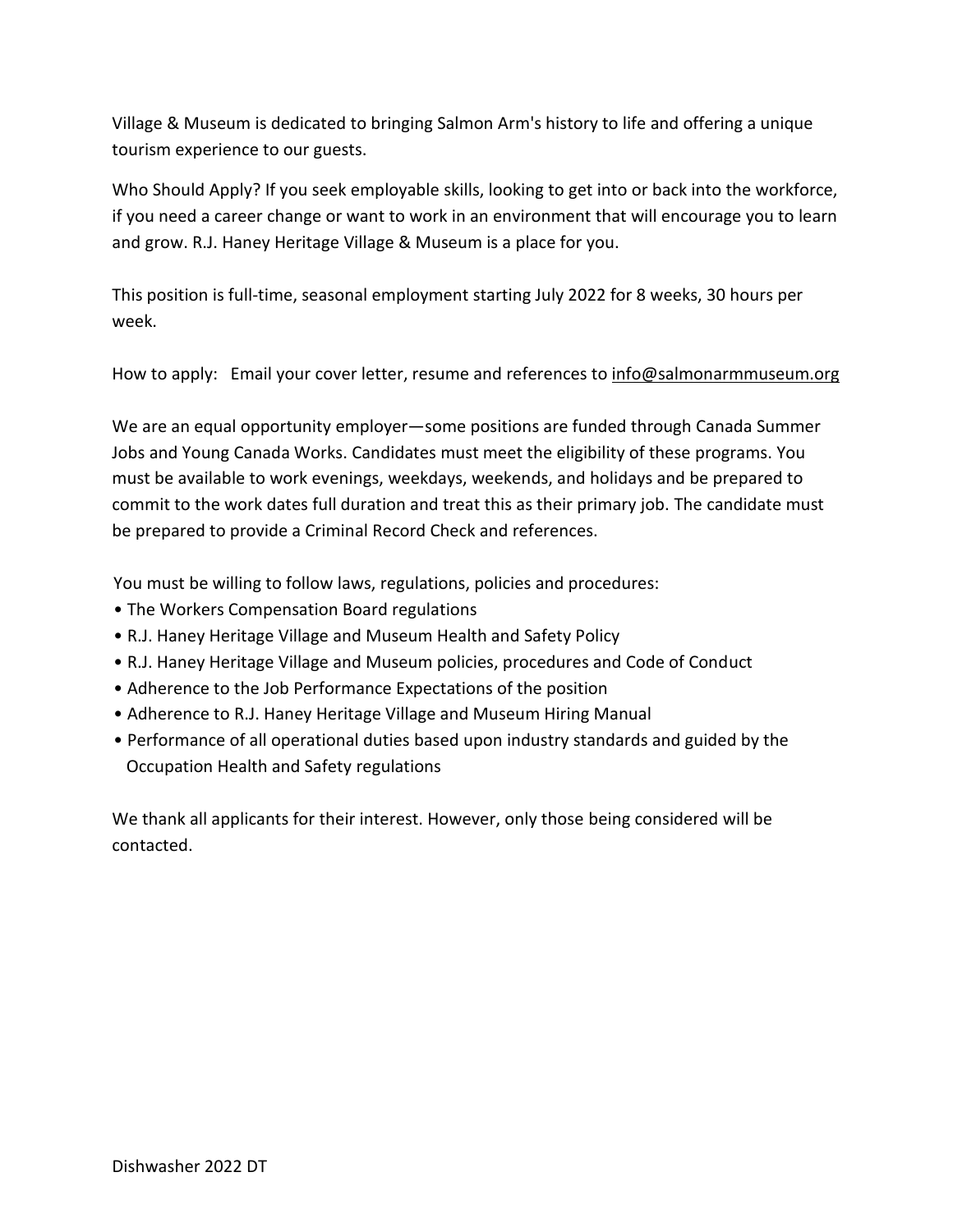Village & Museum is dedicated to bringing Salmon Arm's history to life and offering a unique tourism experience to our guests.

Who Should Apply? If you seek employable skills, looking to get into or back into the workforce, if you need a career change or want to work in an environment that will encourage you to learn and grow. R.J. Haney Heritage Village & Museum is a place for you.

This position is full-time, seasonal employment starting July 2022 for 8 weeks, 30 hours per week.

How to apply: Email your cover letter, resume and references to info@salmonarmmuseum.org

We are an equal opportunity employer—some positions are funded through Canada Summer Jobs and Young Canada Works. Candidates must meet the eligibility of these programs. You must be available to work evenings, weekdays, weekends, and holidays and be prepared to commit to the work dates full duration and treat this as their primary job. The candidate must be prepared to provide a Criminal Record Check and references.

You must be willing to follow laws, regulations, policies and procedures:

- The Workers Compensation Board regulations
- R.J. Haney Heritage Village and Museum Health and Safety Policy
- R.J. Haney Heritage Village and Museum policies, procedures and Code of Conduct
- Adherence to the Job Performance Expectations of the position
- Adherence to R.J. Haney Heritage Village and Museum Hiring Manual
- Performance of all operational duties based upon industry standards and guided by the Occupation Health and Safety regulations

We thank all applicants for their interest. However, only those being considered will be contacted.

Dishwasher 2022 DT